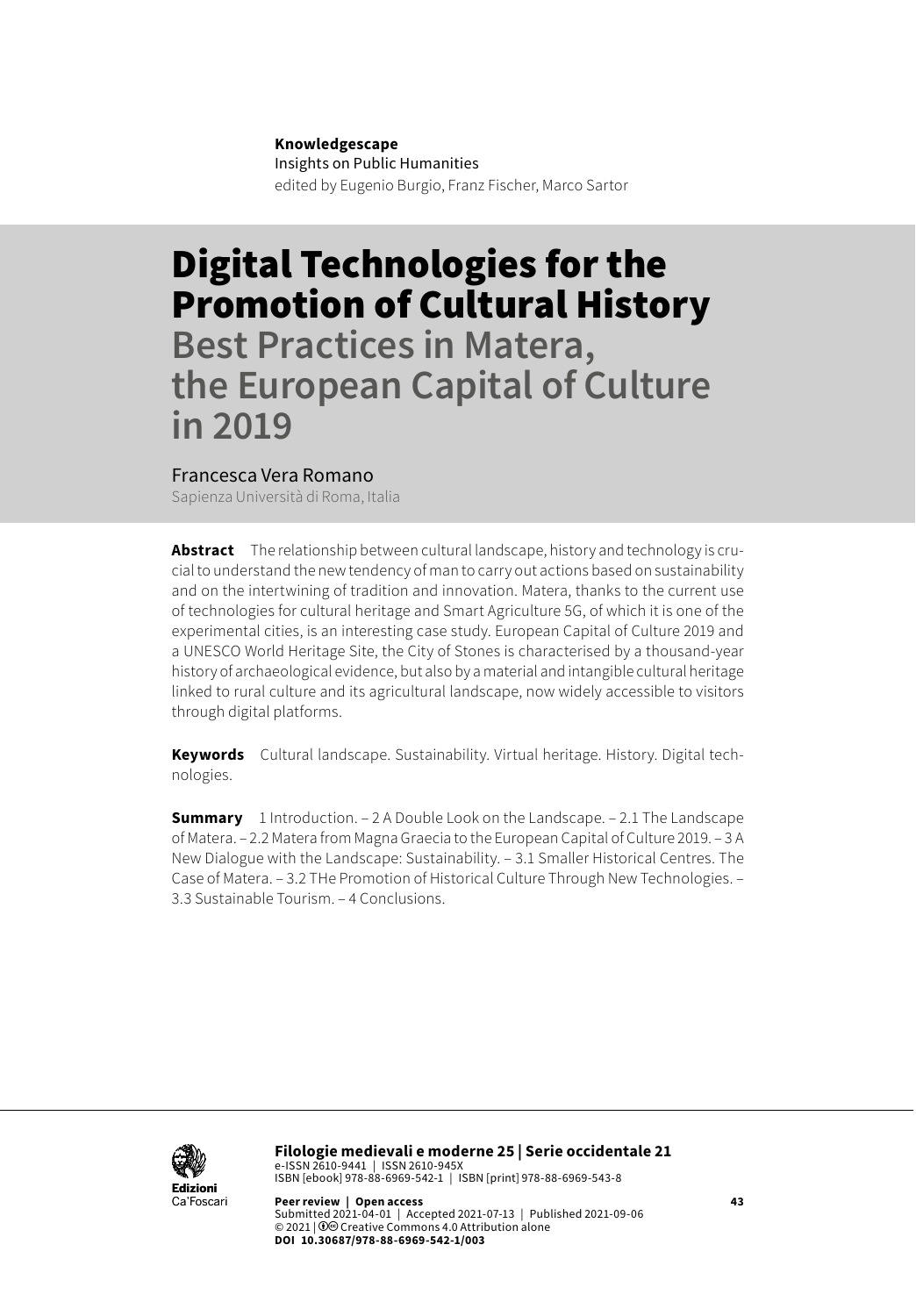**Knowledgescape**
Insights on Public Humanities
edited by Eugenio Burgio, Franz Fischer, Marco Sartor

# Digital Technologies for the Promotion of Cultural History
## Best Practices in Matera, the European Capital of Culture in 2019

Francesca Vera Romano
Sapienza Università di Roma, Italia

**Abstract** The relationship between cultural landscape, history and technology is crucial to understand the new tendency of man to carry out actions based on sustainability and on the intertwining of tradition and innovation. Matera, thanks to the current use of technologies for cultural heritage and Smart Agriculture 5G, of which it is one of the experimental cities, is an interesting case study. European Capital of Culture 2019 and a UNESCO World Heritage Site, the City of Stones is characterised by a thousand-year history of archaeological evidence, but also by a material and intangible cultural heritage linked to rural culture and its agricultural landscape, now widely accessible to visitors through digital platforms.

**Keywords** Cultural landscape. Sustainability. Virtual heritage. History. Digital technologies.

**Summary** 1 Introduction. – 2 A Double Look on the Landscape. – 2.1 The Landscape of Matera. – 2.2 Matera from Magna Graecia to the European Capital of Culture 2019. – 3 A New Dialogue with the Landscape: Sustainability. – 3.1 Smaller Historical Centres. The Case of Matera. – 3.2 THe Promotion of Historical Culture Through New Technologies. – 3.3 Sustainable Tourism. – 4 Conclusions.

**Filologie medievali e moderne 25 | Serie occidentale 21**
e-ISSN 2610-9441 | ISSN 2610-945X
ISBN [ebook] 978-88-6969-542-1 | ISBN [print] 978-88-6969-543-8

**Peer review | Open access**
Submitted 2021-04-01 | Accepted 2021-07-13 | Published 2021-09-06
© 2021 | Creative Commons 4.0 Attribution alone
**DOI 10.30687/978-88-6969-542-1/003**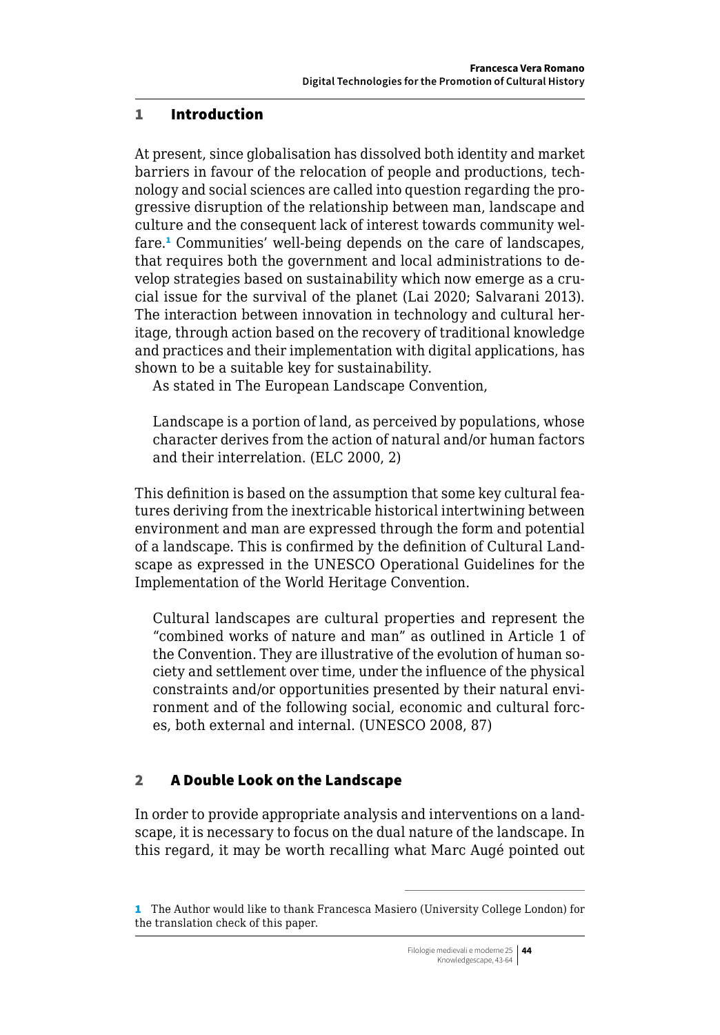## 1 Introduction

At present, since globalisation has dissolved both identity and market barriers in favour of the relocation of people and productions, technology and social sciences are called into question regarding the progressive disruption of the relationship between man, landscape and culture and the consequent lack of interest towards community welfare.[1] Communities' well-being depends on the care of landscapes, that requires both the government and local administrations to develop strategies based on sustainability which now emerge as a crucial issue for the survival of the planet (Lai 2020; Salvarani 2013). The interaction between innovation in technology and cultural heritage, through action based on the recovery of traditional knowledge and practices and their implementation with digital applications, has shown to be a suitable key for sustainability.

As stated in The European Landscape Convention,

> Landscape is a portion of land, as perceived by populations, whose character derives from the action of natural and/or human factors and their interrelation. (ELC 2000, 2)

This definition is based on the assumption that some key cultural features deriving from the inextricable historical intertwining between environment and man are expressed through the form and potential of a landscape. This is confirmed by the definition of Cultural Landscape as expressed in the UNESCO Operational Guidelines for the Implementation of the World Heritage Convention.

> Cultural landscapes are cultural properties and represent the "combined works of nature and man" as outlined in Article 1 of the Convention. They are illustrative of the evolution of human society and settlement over time, under the influence of the physical constraints and/or opportunities presented by their natural environment and of the following social, economic and cultural forces, both external and internal. (UNESCO 2008, 87)

## 2 A Double Look on the Landscape

In order to provide appropriate analysis and interventions on a landscape, it is necessary to focus on the dual nature of the landscape. In this regard, it may be worth recalling what Marc Augé pointed out

---

1 The Author would like to thank Francesca Masiero (University College London) for the translation check of this paper.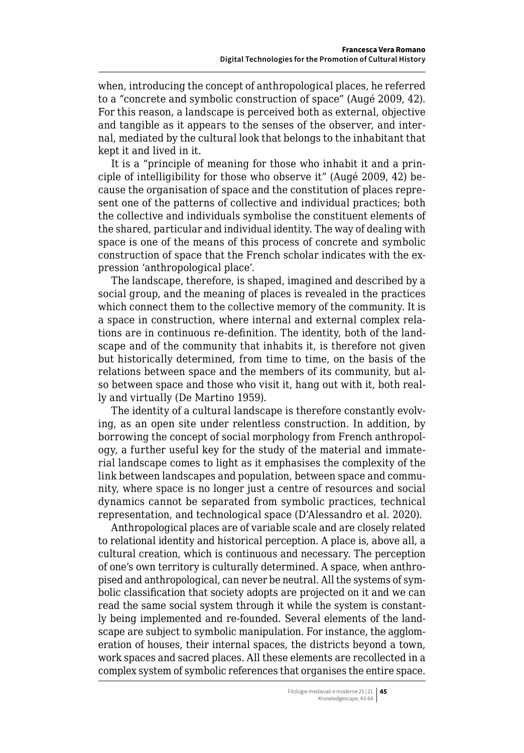when, introducing the concept of anthropological places, he referred to a "concrete and symbolic construction of space" (Augé 2009, 42). For this reason, a landscape is perceived both as external, objective and tangible as it appears to the senses of the observer, and internal, mediated by the cultural look that belongs to the inhabitant that kept it and lived in it.

It is a "principle of meaning for those who inhabit it and a principle of intelligibility for those who observe it" (Augé 2009, 42) because the organisation of space and the constitution of places represent one of the patterns of collective and individual practices; both the collective and individuals symbolise the constituent elements of the shared, particular and individual identity. The way of dealing with space is one of the means of this process of concrete and symbolic construction of space that the French scholar indicates with the expression 'anthropological place'.

The landscape, therefore, is shaped, imagined and described by a social group, and the meaning of places is revealed in the practices which connect them to the collective memory of the community. It is a space in construction, where internal and external complex relations are in continuous re-definition. The identity, both of the landscape and of the community that inhabits it, is therefore not given but historically determined, from time to time, on the basis of the relations between space and the members of its community, but also between space and those who visit it, hang out with it, both really and virtually (De Martino 1959).

The identity of a cultural landscape is therefore constantly evolving, as an open site under relentless construction. In addition, by borrowing the concept of social morphology from French anthropology, a further useful key for the study of the material and immaterial landscape comes to light as it emphasises the complexity of the link between landscapes and population, between space and community, where space is no longer just a centre of resources and social dynamics cannot be separated from symbolic practices, technical representation, and technological space (D'Alessandro et al. 2020).

Anthropological places are of variable scale and are closely related to relational identity and historical perception. A place is, above all, a cultural creation, which is continuous and necessary. The perception of one's own territory is culturally determined. A space, when anthropised and anthropological, can never be neutral. All the systems of symbolic classification that society adopts are projected on it and we can read the same social system through it while the system is constantly being implemented and re-founded. Several elements of the landscape are subject to symbolic manipulation. For instance, the agglomeration of houses, their internal spaces, the districts beyond a town, work spaces and sacred places. All these elements are recollected in a complex system of symbolic references that organises the entire space.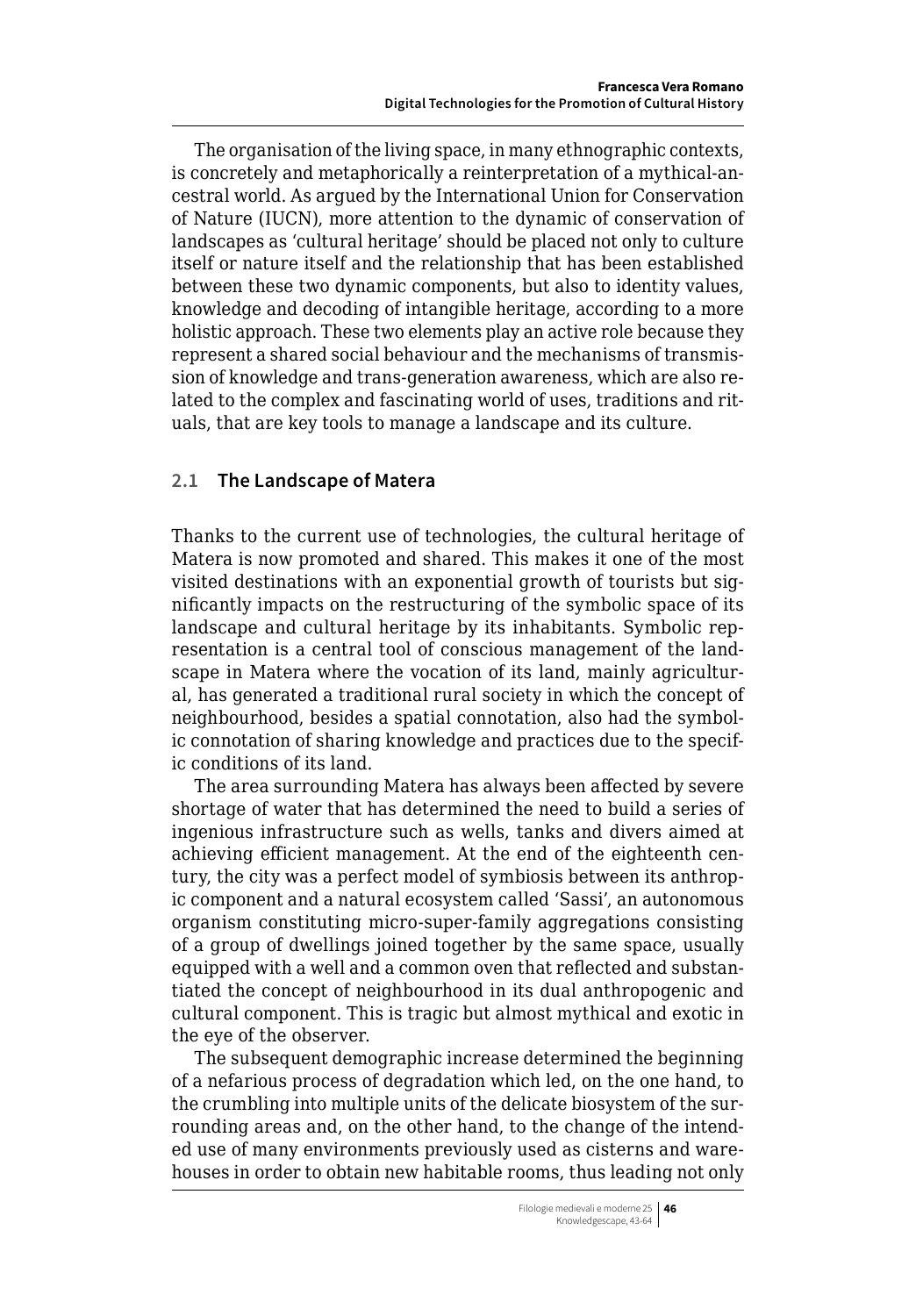The organisation of the living space, in many ethnographic contexts, is concretely and metaphorically a reinterpretation of a mythical-ancestral world. As argued by the International Union for Conservation of Nature (IUCN), more attention to the dynamic of conservation of landscapes as 'cultural heritage' should be placed not only to culture itself or nature itself and the relationship that has been established between these two dynamic components, but also to identity values, knowledge and decoding of intangible heritage, according to a more holistic approach. These two elements play an active role because they represent a shared social behaviour and the mechanisms of transmission of knowledge and trans-generation awareness, which are also related to the complex and fascinating world of uses, traditions and rituals, that are key tools to manage a landscape and its culture.

### 2.1 The Landscape of Matera

Thanks to the current use of technologies, the cultural heritage of Matera is now promoted and shared. This makes it one of the most visited destinations with an exponential growth of tourists but significantly impacts on the restructuring of the symbolic space of its landscape and cultural heritage by its inhabitants. Symbolic representation is a central tool of conscious management of the landscape in Matera where the vocation of its land, mainly agricultural, has generated a traditional rural society in which the concept of neighbourhood, besides a spatial connotation, also had the symbolic connotation of sharing knowledge and practices due to the specific conditions of its land.

The area surrounding Matera has always been affected by severe shortage of water that has determined the need to build a series of ingenious infrastructure such as wells, tanks and divers aimed at achieving efficient management. At the end of the eighteenth century, the city was a perfect model of symbiosis between its anthropic component and a natural ecosystem called 'Sassi', an autonomous organism constituting micro-super-family aggregations consisting of a group of dwellings joined together by the same space, usually equipped with a well and a common oven that reflected and substantiated the concept of neighbourhood in its dual anthropogenic and cultural component. This is tragic but almost mythical and exotic in the eye of the observer.

The subsequent demographic increase determined the beginning of a nefarious process of degradation which led, on the one hand, to the crumbling into multiple units of the delicate biosystem of the surrounding areas and, on the other hand, to the change of the intended use of many environments previously used as cisterns and warehouses in order to obtain new habitable rooms, thus leading not only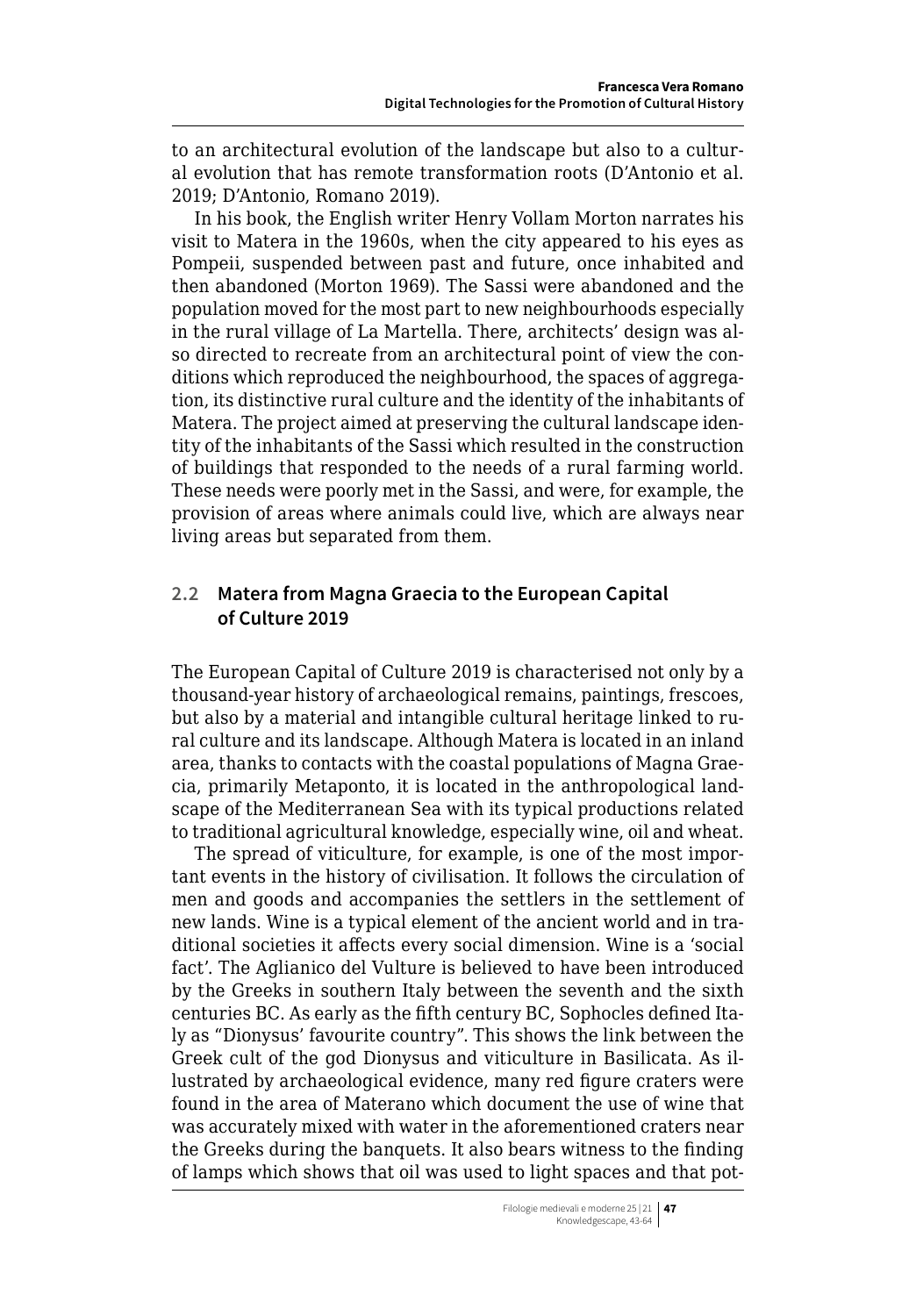to an architectural evolution of the landscape but also to a cultural evolution that has remote transformation roots (D'Antonio et al. 2019; D'Antonio, Romano 2019).

In his book, the English writer Henry Vollam Morton narrates his visit to Matera in the 1960s, when the city appeared to his eyes as Pompeii, suspended between past and future, once inhabited and then abandoned (Morton 1969). The Sassi were abandoned and the population moved for the most part to new neighbourhoods especially in the rural village of La Martella. There, architects' design was also directed to recreate from an architectural point of view the conditions which reproduced the neighbourhood, the spaces of aggregation, its distinctive rural culture and the identity of the inhabitants of Matera. The project aimed at preserving the cultural landscape identity of the inhabitants of the Sassi which resulted in the construction of buildings that responded to the needs of a rural farming world. These needs were poorly met in the Sassi, and were, for example, the provision of areas where animals could live, which are always near living areas but separated from them.

## 2.2 Matera from Magna Graecia to the European Capital of Culture 2019

The European Capital of Culture 2019 is characterised not only by a thousand-year history of archaeological remains, paintings, frescoes, but also by a material and intangible cultural heritage linked to rural culture and its landscape. Although Matera is located in an inland area, thanks to contacts with the coastal populations of Magna Graecia, primarily Metaponto, it is located in the anthropological landscape of the Mediterranean Sea with its typical productions related to traditional agricultural knowledge, especially wine, oil and wheat.

The spread of viticulture, for example, is one of the most important events in the history of civilisation. It follows the circulation of men and goods and accompanies the settlers in the settlement of new lands. Wine is a typical element of the ancient world and in traditional societies it affects every social dimension. Wine is a 'social fact'. The Aglianico del Vulture is believed to have been introduced by the Greeks in southern Italy between the seventh and the sixth centuries BC. As early as the fifth century BC, Sophocles defined Italy as "Dionysus' favourite country". This shows the link between the Greek cult of the god Dionysus and viticulture in Basilicata. As illustrated by archaeological evidence, many red figure craters were found in the area of Materano which document the use of wine that was accurately mixed with water in the aforementioned craters near the Greeks during the banquets. It also bears witness to the finding of lamps which shows that oil was used to light spaces and that pot-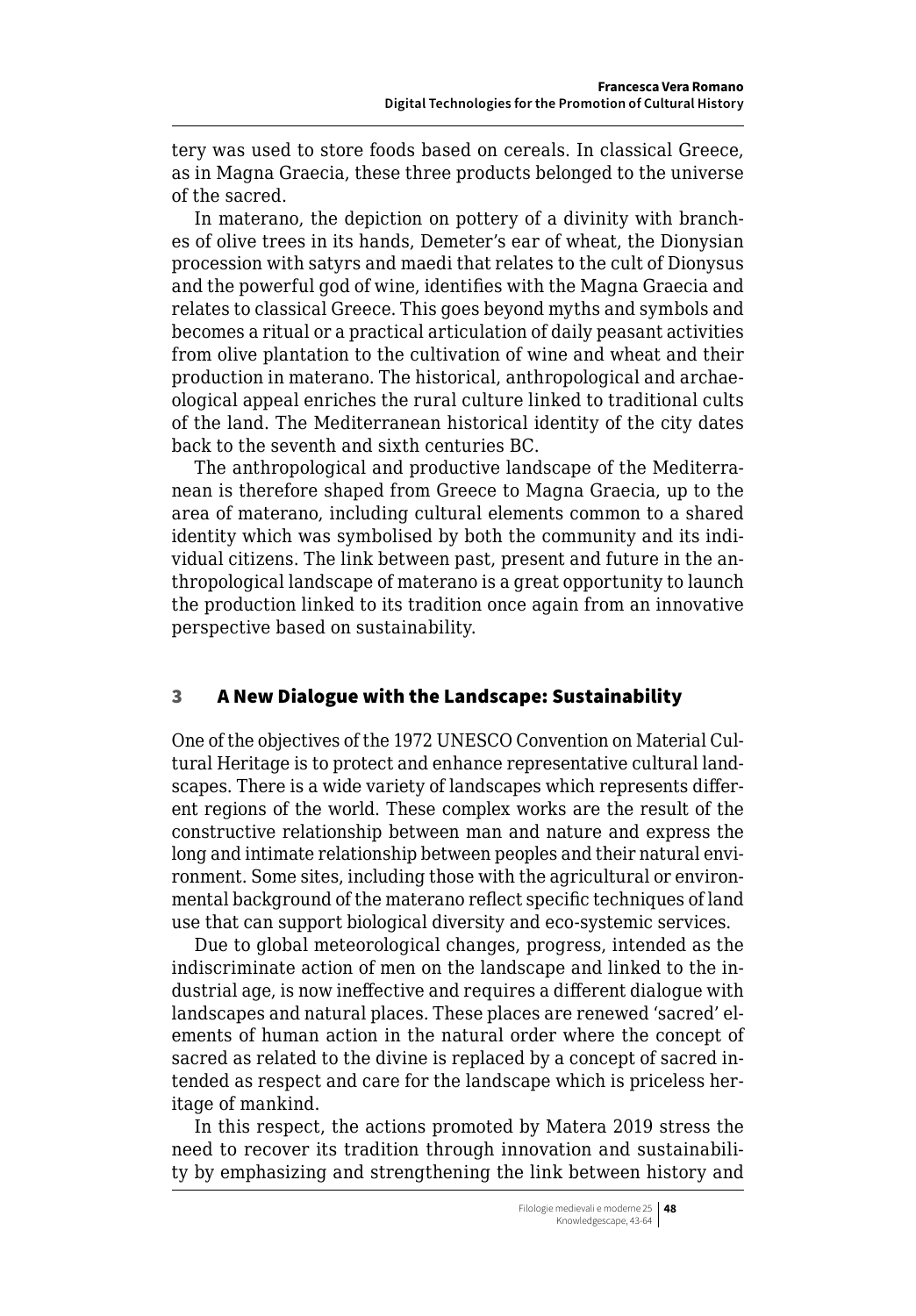tery was used to store foods based on cereals. In classical Greece, as in Magna Graecia, these three products belonged to the universe of the sacred.

In materano, the depiction on pottery of a divinity with branches of olive trees in its hands, Demeter's ear of wheat, the Dionysian procession with satyrs and maedi that relates to the cult of Dionysus and the powerful god of wine, identifies with the Magna Graecia and relates to classical Greece. This goes beyond myths and symbols and becomes a ritual or a practical articulation of daily peasant activities from olive plantation to the cultivation of wine and wheat and their production in materano. The historical, anthropological and archaeological appeal enriches the rural culture linked to traditional cults of the land. The Mediterranean historical identity of the city dates back to the seventh and sixth centuries BC.

The anthropological and productive landscape of the Mediterranean is therefore shaped from Greece to Magna Graecia, up to the area of materano, including cultural elements common to a shared identity which was symbolised by both the community and its individual citizens. The link between past, present and future in the anthropological landscape of materano is a great opportunity to launch the production linked to its tradition once again from an innovative perspective based on sustainability.

## 3 A New Dialogue with the Landscape: Sustainability

One of the objectives of the 1972 UNESCO Convention on Material Cultural Heritage is to protect and enhance representative cultural landscapes. There is a wide variety of landscapes which represents different regions of the world. These complex works are the result of the constructive relationship between man and nature and express the long and intimate relationship between peoples and their natural environment. Some sites, including those with the agricultural or environmental background of the materano reflect specific techniques of land use that can support biological diversity and eco-systemic services.

Due to global meteorological changes, progress, intended as the indiscriminate action of men on the landscape and linked to the industrial age, is now ineffective and requires a different dialogue with landscapes and natural places. These places are renewed 'sacred' elements of human action in the natural order where the concept of sacred as related to the divine is replaced by a concept of sacred intended as respect and care for the landscape which is priceless heritage of mankind.

In this respect, the actions promoted by Matera 2019 stress the need to recover its tradition through innovation and sustainability by emphasizing and strengthening the link between history and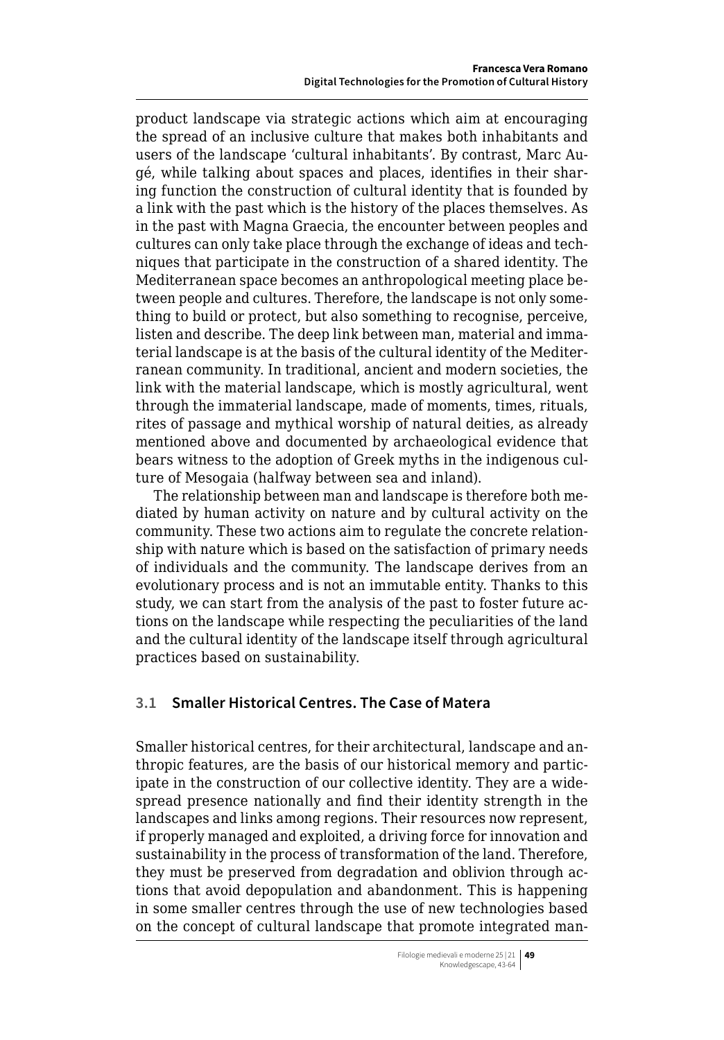product landscape via strategic actions which aim at encouraging the spread of an inclusive culture that makes both inhabitants and users of the landscape 'cultural inhabitants'. By contrast, Marc Augé, while talking about spaces and places, identifies in their sharing function the construction of cultural identity that is founded by a link with the past which is the history of the places themselves. As in the past with Magna Graecia, the encounter between peoples and cultures can only take place through the exchange of ideas and techniques that participate in the construction of a shared identity. The Mediterranean space becomes an anthropological meeting place between people and cultures. Therefore, the landscape is not only something to build or protect, but also something to recognise, perceive, listen and describe. The deep link between man, material and immaterial landscape is at the basis of the cultural identity of the Mediterranean community. In traditional, ancient and modern societies, the link with the material landscape, which is mostly agricultural, went through the immaterial landscape, made of moments, times, rituals, rites of passage and mythical worship of natural deities, as already mentioned above and documented by archaeological evidence that bears witness to the adoption of Greek myths in the indigenous culture of Mesogaia (halfway between sea and inland).

The relationship between man and landscape is therefore both mediated by human activity on nature and by cultural activity on the community. These two actions aim to regulate the concrete relationship with nature which is based on the satisfaction of primary needs of individuals and the community. The landscape derives from an evolutionary process and is not an immutable entity. Thanks to this study, we can start from the analysis of the past to foster future actions on the landscape while respecting the peculiarities of the land and the cultural identity of the landscape itself through agricultural practices based on sustainability.

### 3.1 Smaller Historical Centres. The Case of Matera

Smaller historical centres, for their architectural, landscape and anthropic features, are the basis of our historical memory and participate in the construction of our collective identity. They are a widespread presence nationally and find their identity strength in the landscapes and links among regions. Their resources now represent, if properly managed and exploited, a driving force for innovation and sustainability in the process of transformation of the land. Therefore, they must be preserved from degradation and oblivion through actions that avoid depopulation and abandonment. This is happening in some smaller centres through the use of new technologies based on the concept of cultural landscape that promote integrated man-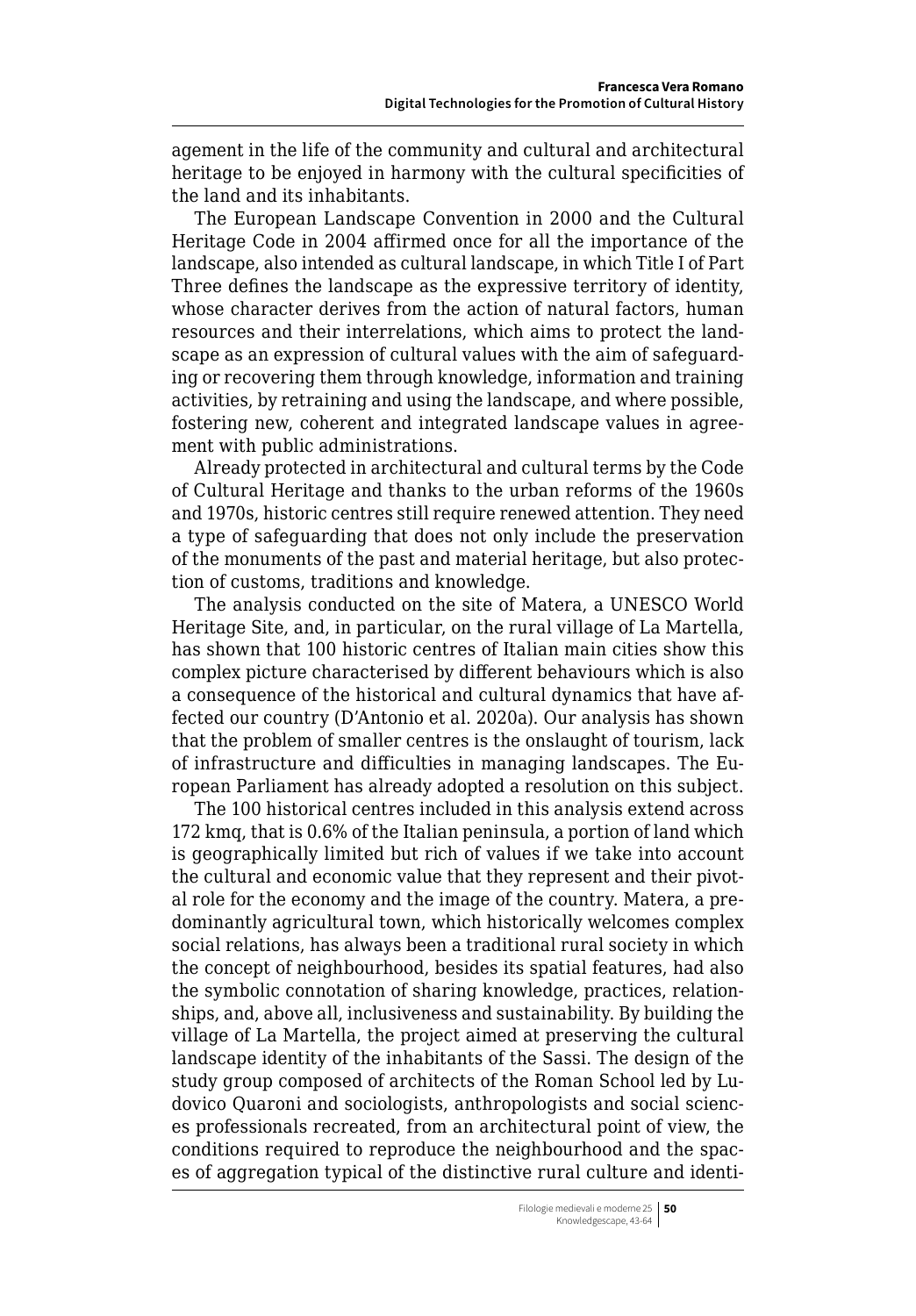agement in the life of the community and cultural and architectural heritage to be enjoyed in harmony with the cultural specificities of the land and its inhabitants.

The European Landscape Convention in 2000 and the Cultural Heritage Code in 2004 affirmed once for all the importance of the landscape, also intended as cultural landscape, in which Title I of Part Three defines the landscape as the expressive territory of identity, whose character derives from the action of natural factors, human resources and their interrelations, which aims to protect the landscape as an expression of cultural values with the aim of safeguarding or recovering them through knowledge, information and training activities, by retraining and using the landscape, and where possible, fostering new, coherent and integrated landscape values in agreement with public administrations.

Already protected in architectural and cultural terms by the Code of Cultural Heritage and thanks to the urban reforms of the 1960s and 1970s, historic centres still require renewed attention. They need a type of safeguarding that does not only include the preservation of the monuments of the past and material heritage, but also protection of customs, traditions and knowledge.

The analysis conducted on the site of Matera, a UNESCO World Heritage Site, and, in particular, on the rural village of La Martella, has shown that 100 historic centres of Italian main cities show this complex picture characterised by different behaviours which is also a consequence of the historical and cultural dynamics that have affected our country (D'Antonio et al. 2020a). Our analysis has shown that the problem of smaller centres is the onslaught of tourism, lack of infrastructure and difficulties in managing landscapes. The European Parliament has already adopted a resolution on this subject.

The 100 historical centres included in this analysis extend across 172 kmq, that is 0.6% of the Italian peninsula, a portion of land which is geographically limited but rich of values if we take into account the cultural and economic value that they represent and their pivotal role for the economy and the image of the country. Matera, a predominantly agricultural town, which historically welcomes complex social relations, has always been a traditional rural society in which the concept of neighbourhood, besides its spatial features, had also the symbolic connotation of sharing knowledge, practices, relationships, and, above all, inclusiveness and sustainability. By building the village of La Martella, the project aimed at preserving the cultural landscape identity of the inhabitants of the Sassi. The design of the study group composed of architects of the Roman School led by Ludovico Quaroni and sociologists, anthropologists and social sciences professionals recreated, from an architectural point of view, the conditions required to reproduce the neighbourhood and the spaces of aggregation typical of the distinctive rural culture and identi-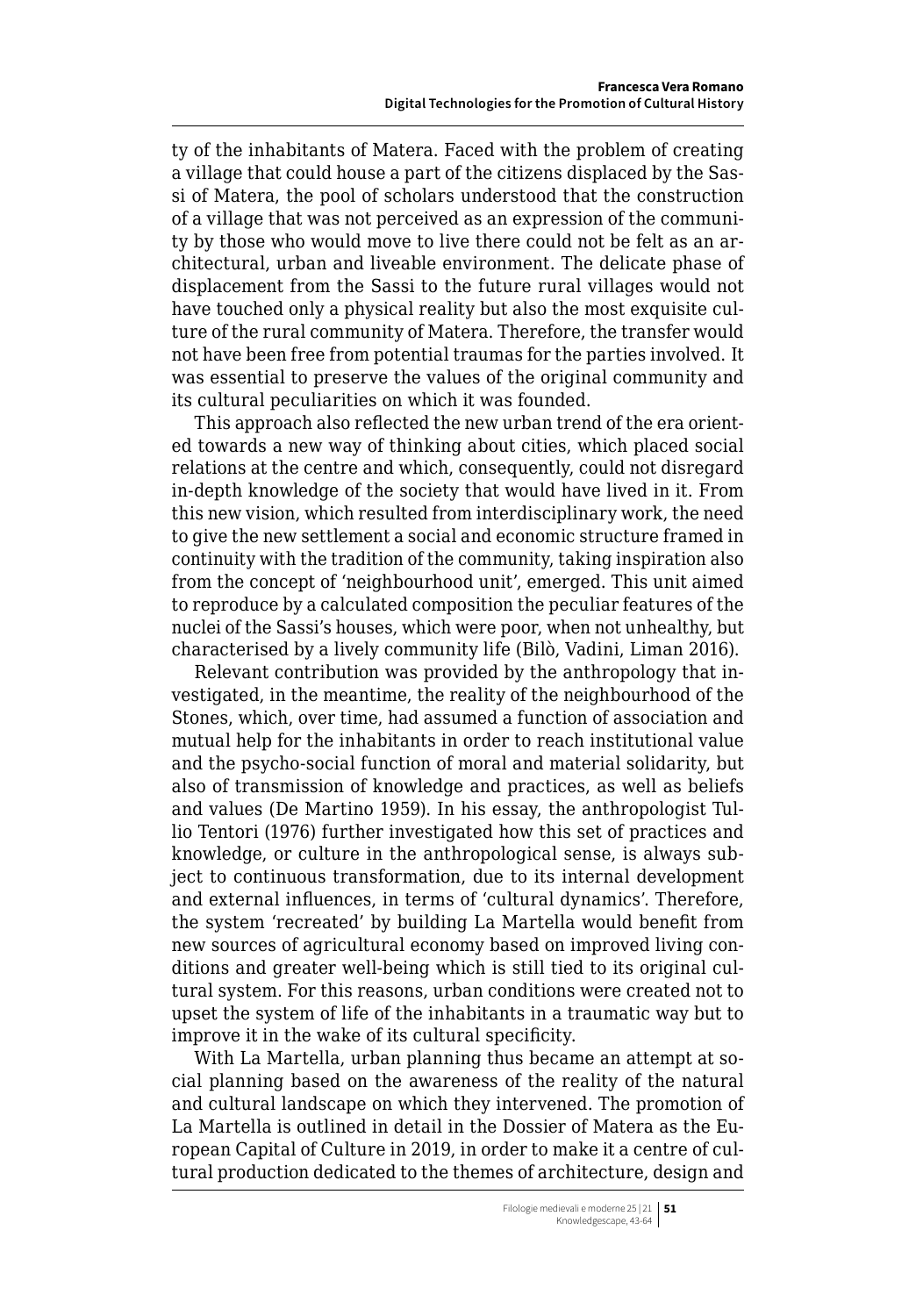ty of the inhabitants of Matera. Faced with the problem of creating a village that could house a part of the citizens displaced by the Sassi of Matera, the pool of scholars understood that the construction of a village that was not perceived as an expression of the community by those who would move to live there could not be felt as an architectural, urban and liveable environment. The delicate phase of displacement from the Sassi to the future rural villages would not have touched only a physical reality but also the most exquisite culture of the rural community of Matera. Therefore, the transfer would not have been free from potential traumas for the parties involved. It was essential to preserve the values of the original community and its cultural peculiarities on which it was founded.

This approach also reflected the new urban trend of the era oriented towards a new way of thinking about cities, which placed social relations at the centre and which, consequently, could not disregard in-depth knowledge of the society that would have lived in it. From this new vision, which resulted from interdisciplinary work, the need to give the new settlement a social and economic structure framed in continuity with the tradition of the community, taking inspiration also from the concept of 'neighbourhood unit', emerged. This unit aimed to reproduce by a calculated composition the peculiar features of the nuclei of the Sassi's houses, which were poor, when not unhealthy, but characterised by a lively community life (Bilò, Vadini, Liman 2016).

Relevant contribution was provided by the anthropology that investigated, in the meantime, the reality of the neighbourhood of the Stones, which, over time, had assumed a function of association and mutual help for the inhabitants in order to reach institutional value and the psycho-social function of moral and material solidarity, but also of transmission of knowledge and practices, as well as beliefs and values (De Martino 1959). In his essay, the anthropologist Tullio Tentori (1976) further investigated how this set of practices and knowledge, or culture in the anthropological sense, is always subject to continuous transformation, due to its internal development and external influences, in terms of 'cultural dynamics'. Therefore, the system 'recreated' by building La Martella would benefit from new sources of agricultural economy based on improved living conditions and greater well-being which is still tied to its original cultural system. For this reasons, urban conditions were created not to upset the system of life of the inhabitants in a traumatic way but to improve it in the wake of its cultural specificity.

With La Martella, urban planning thus became an attempt at social planning based on the awareness of the reality of the natural and cultural landscape on which they intervened. The promotion of La Martella is outlined in detail in the Dossier of Matera as the European Capital of Culture in 2019, in order to make it a centre of cultural production dedicated to the themes of architecture, design and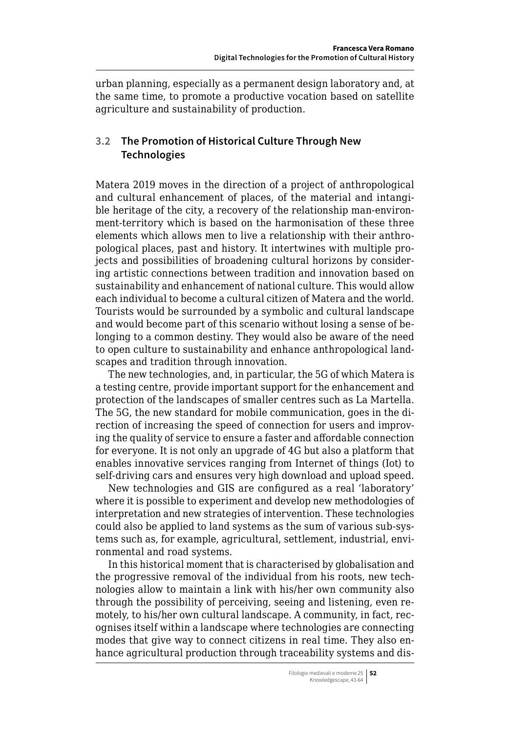urban planning, especially as a permanent design laboratory and, at the same time, to promote a productive vocation based on satellite agriculture and sustainability of production.

### 3.2 The Promotion of Historical Culture Through New Technologies

Matera 2019 moves in the direction of a project of anthropological and cultural enhancement of places, of the material and intangible heritage of the city, a recovery of the relationship man-environment-territory which is based on the harmonisation of these three elements which allows men to live a relationship with their anthropological places, past and history. It intertwines with multiple projects and possibilities of broadening cultural horizons by considering artistic connections between tradition and innovation based on sustainability and enhancement of national culture. This would allow each individual to become a cultural citizen of Matera and the world. Tourists would be surrounded by a symbolic and cultural landscape and would become part of this scenario without losing a sense of belonging to a common destiny. They would also be aware of the need to open culture to sustainability and enhance anthropological landscapes and tradition through innovation.

The new technologies, and, in particular, the 5G of which Matera is a testing centre, provide important support for the enhancement and protection of the landscapes of smaller centres such as La Martella. The 5G, the new standard for mobile communication, goes in the direction of increasing the speed of connection for users and improving the quality of service to ensure a faster and affordable connection for everyone. It is not only an upgrade of 4G but also a platform that enables innovative services ranging from Internet of things (Iot) to self-driving cars and ensures very high download and upload speed.

New technologies and GIS are configured as a real 'laboratory' where it is possible to experiment and develop new methodologies of interpretation and new strategies of intervention. These technologies could also be applied to land systems as the sum of various sub-systems such as, for example, agricultural, settlement, industrial, environmental and road systems.

In this historical moment that is characterised by globalisation and the progressive removal of the individual from his roots, new technologies allow to maintain a link with his/her own community also through the possibility of perceiving, seeing and listening, even remotely, to his/her own cultural landscape. A community, in fact, recognises itself within a landscape where technologies are connecting modes that give way to connect citizens in real time. They also enhance agricultural production through traceability systems and dis-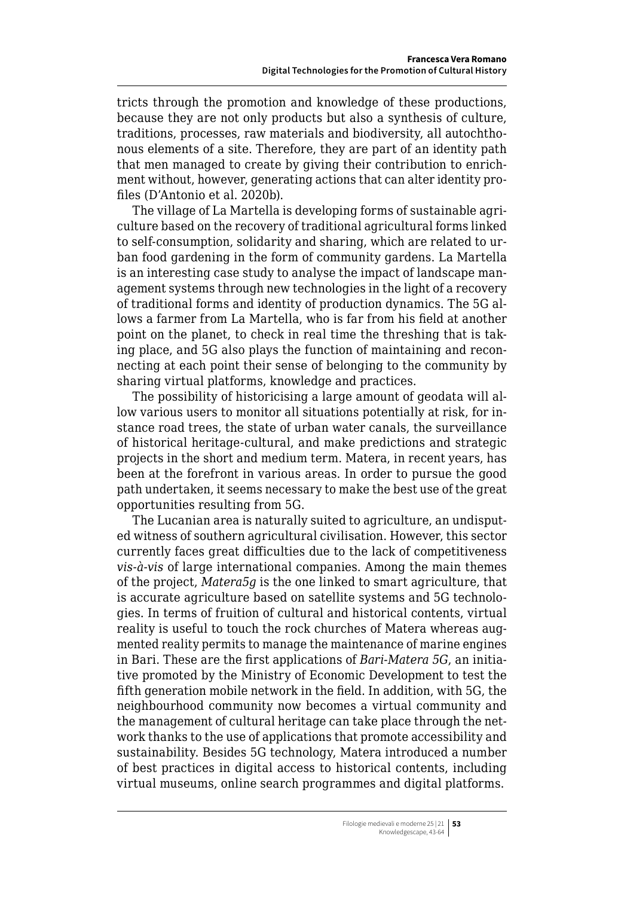tricts through the promotion and knowledge of these productions, because they are not only products but also a synthesis of culture, traditions, processes, raw materials and biodiversity, all autochthonous elements of a site. Therefore, they are part of an identity path that men managed to create by giving their contribution to enrichment without, however, generating actions that can alter identity profiles (D'Antonio et al. 2020b).

The village of La Martella is developing forms of sustainable agriculture based on the recovery of traditional agricultural forms linked to self-consumption, solidarity and sharing, which are related to urban food gardening in the form of community gardens. La Martella is an interesting case study to analyse the impact of landscape management systems through new technologies in the light of a recovery of traditional forms and identity of production dynamics. The 5G allows a farmer from La Martella, who is far from his field at another point on the planet, to check in real time the threshing that is taking place, and 5G also plays the function of maintaining and reconnecting at each point their sense of belonging to the community by sharing virtual platforms, knowledge and practices.

The possibility of historicising a large amount of geodata will allow various users to monitor all situations potentially at risk, for instance road trees, the state of urban water canals, the surveillance of historical heritage-cultural, and make predictions and strategic projects in the short and medium term. Matera, in recent years, has been at the forefront in various areas. In order to pursue the good path undertaken, it seems necessary to make the best use of the great opportunities resulting from 5G.

The Lucanian area is naturally suited to agriculture, an undisputed witness of southern agricultural civilisation. However, this sector currently faces great difficulties due to the lack of competitiveness *vis-à-vis* of large international companies. Among the main themes of the project, *Matera5g* is the one linked to smart agriculture, that is accurate agriculture based on satellite systems and 5G technologies. In terms of fruition of cultural and historical contents, virtual reality is useful to touch the rock churches of Matera whereas augmented reality permits to manage the maintenance of marine engines in Bari. These are the first applications of *Bari-Matera 5G*, an initiative promoted by the Ministry of Economic Development to test the fifth generation mobile network in the field. In addition, with 5G, the neighbourhood community now becomes a virtual community and the management of cultural heritage can take place through the network thanks to the use of applications that promote accessibility and sustainability. Besides 5G technology, Matera introduced a number of best practices in digital access to historical contents, including virtual museums, online search programmes and digital platforms.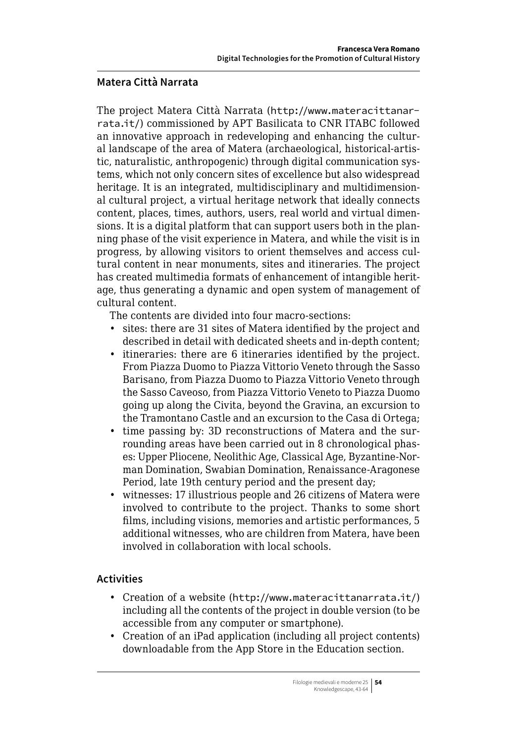## Matera Città Narrata

The project Matera Città Narrata (http://www.materacittanarrata.it/) commissioned by APT Basilicata to CNR ITABC followed an innovative approach in redeveloping and enhancing the cultural landscape of the area of Matera (archaeological, historical-artistic, naturalistic, anthropogenic) through digital communication systems, which not only concern sites of excellence but also widespread heritage. It is an integrated, multidisciplinary and multidimensional cultural project, a virtual heritage network that ideally connects content, places, times, authors, users, real world and virtual dimensions. It is a digital platform that can support users both in the planning phase of the visit experience in Matera, and while the visit is in progress, by allowing visitors to orient themselves and access cultural content in near monuments, sites and itineraries. The project has created multimedia formats of enhancement of intangible heritage, thus generating a dynamic and open system of management of cultural content.

The contents are divided into four macro-sections:

- sites: there are 31 sites of Matera identified by the project and described in detail with dedicated sheets and in-depth content;
- itineraries: there are 6 itineraries identified by the project. From Piazza Duomo to Piazza Vittorio Veneto through the Sasso Barisano, from Piazza Duomo to Piazza Vittorio Veneto through the Sasso Caveoso, from Piazza Vittorio Veneto to Piazza Duomo going up along the Civita, beyond the Gravina, an excursion to the Tramontano Castle and an excursion to the Casa di Ortega;
- time passing by: 3D reconstructions of Matera and the surrounding areas have been carried out in 8 chronological phases: Upper Pliocene, Neolithic Age, Classical Age, Byzantine-Norman Domination, Swabian Domination, Renaissance-Aragonese Period, late 19th century period and the present day;
- witnesses: 17 illustrious people and 26 citizens of Matera were involved to contribute to the project. Thanks to some short films, including visions, memories and artistic performances, 5 additional witnesses, who are children from Matera, have been involved in collaboration with local schools.

## Activities

- Creation of a website (http://www.materacittanarrata.it/) including all the contents of the project in double version (to be accessible from any computer or smartphone).
- Creation of an iPad application (including all project contents) downloadable from the App Store in the Education section.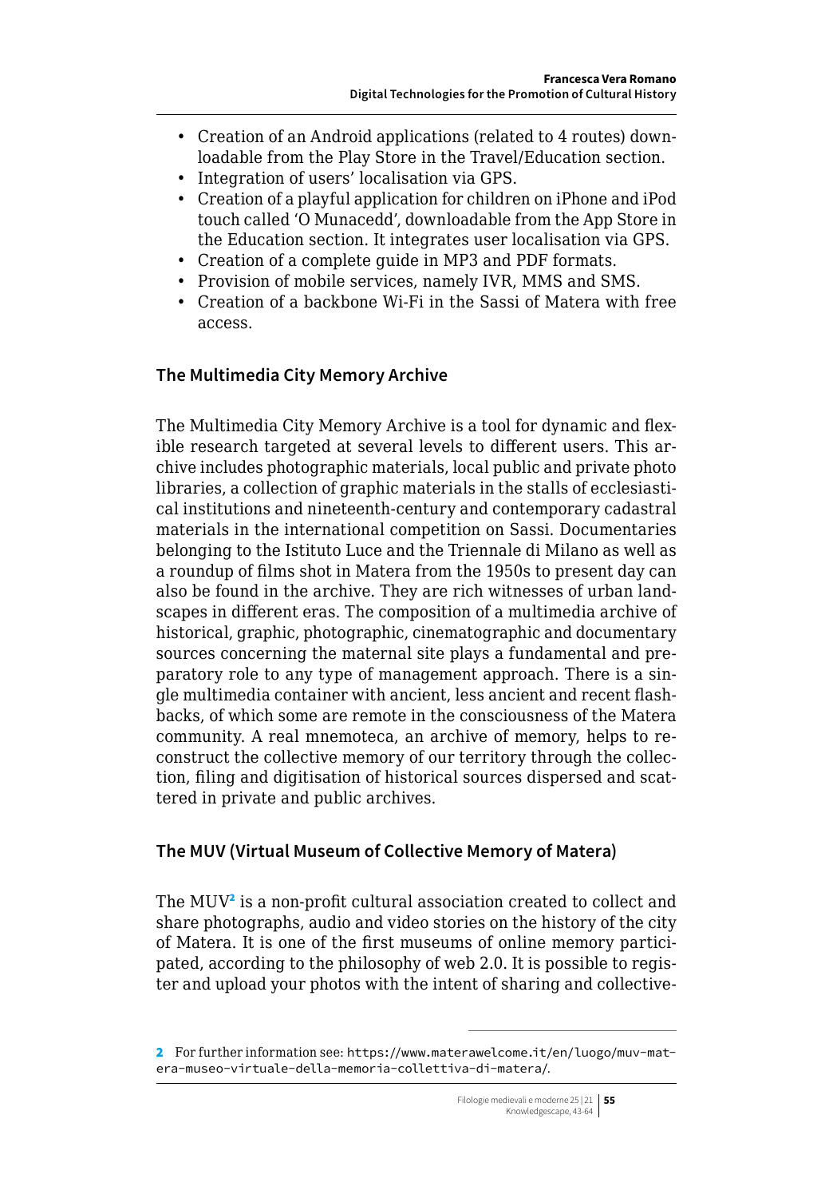- Creation of an Android applications (related to 4 routes) downloadable from the Play Store in the Travel/Education section.
- Integration of users' localisation via GPS.
- Creation of a playful application for children on iPhone and iPod touch called 'O Munacedd', downloadable from the App Store in the Education section. It integrates user localisation via GPS.
- Creation of a complete guide in MP3 and PDF formats.
- Provision of mobile services, namely IVR, MMS and SMS.
- Creation of a backbone Wi-Fi in the Sassi of Matera with free access.

## The Multimedia City Memory Archive

The Multimedia City Memory Archive is a tool for dynamic and flexible research targeted at several levels to different users. This archive includes photographic materials, local public and private photo libraries, a collection of graphic materials in the stalls of ecclesiastical institutions and nineteenth-century and contemporary cadastral materials in the international competition on Sassi. Documentaries belonging to the Istituto Luce and the Triennale di Milano as well as a roundup of films shot in Matera from the 1950s to present day can also be found in the archive. They are rich witnesses of urban landscapes in different eras. The composition of a multimedia archive of historical, graphic, photographic, cinematographic and documentary sources concerning the maternal site plays a fundamental and preparatory role to any type of management approach. There is a single multimedia container with ancient, less ancient and recent flashbacks, of which some are remote in the consciousness of the Matera community. A real mnemoteca, an archive of memory, helps to reconstruct the collective memory of our territory through the collection, filing and digitisation of historical sources dispersed and scattered in private and public archives.

## The MUV (Virtual Museum of Collective Memory of Matera)

The MUV[2] is a non-profit cultural association created to collect and share photographs, audio and video stories on the history of the city of Matera. It is one of the first museums of online memory participated, according to the philosophy of web 2.0. It is possible to register and upload your photos with the intent of sharing and collective-

---

[2] For further information see: https://www.materawelcome.it/en/luogo/muv-matera-museo-virtuale-della-memoria-collettiva-di-matera/.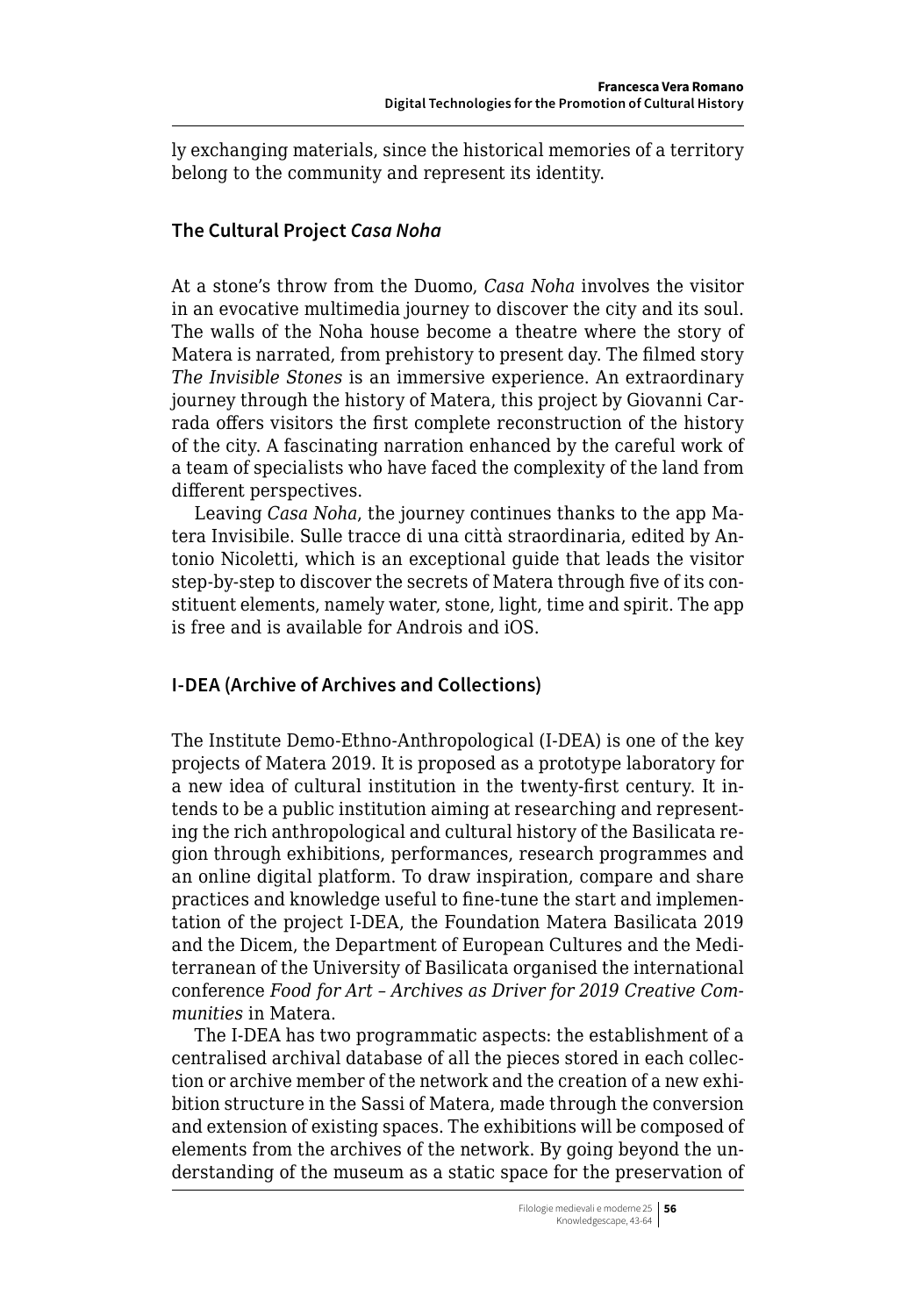ly exchanging materials, since the historical memories of a territory belong to the community and represent its identity.

## The Cultural Project *Casa Noha*

At a stone's throw from the Duomo, *Casa Noha* involves the visitor in an evocative multimedia journey to discover the city and its soul. The walls of the Noha house become a theatre where the story of Matera is narrated, from prehistory to present day. The filmed story *The Invisible Stones* is an immersive experience. An extraordinary journey through the history of Matera, this project by Giovanni Carrada offers visitors the first complete reconstruction of the history of the city. A fascinating narration enhanced by the careful work of a team of specialists who have faced the complexity of the land from different perspectives.

Leaving *Casa Noha*, the journey continues thanks to the app Matera Invisibile. Sulle tracce di una città straordinaria, edited by Antonio Nicoletti, which is an exceptional guide that leads the visitor step-by-step to discover the secrets of Matera through five of its constituent elements, namely water, stone, light, time and spirit. The app is free and is available for Androis and iOS.

## I-DEA (Archive of Archives and Collections)

The Institute Demo-Ethno-Anthropological (I-DEA) is one of the key projects of Matera 2019. It is proposed as a prototype laboratory for a new idea of cultural institution in the twenty-first century. It intends to be a public institution aiming at researching and representing the rich anthropological and cultural history of the Basilicata region through exhibitions, performances, research programmes and an online digital platform. To draw inspiration, compare and share practices and knowledge useful to fine-tune the start and implementation of the project I-DEA, the Foundation Matera Basilicata 2019 and the Dicem, the Department of European Cultures and the Mediterranean of the University of Basilicata organised the international conference *Food for Art – Archives as Driver for 2019 Creative Communities* in Matera.

The I-DEA has two programmatic aspects: the establishment of a centralised archival database of all the pieces stored in each collection or archive member of the network and the creation of a new exhibition structure in the Sassi of Matera, made through the conversion and extension of existing spaces. The exhibitions will be composed of elements from the archives of the network. By going beyond the understanding of the museum as a static space for the preservation of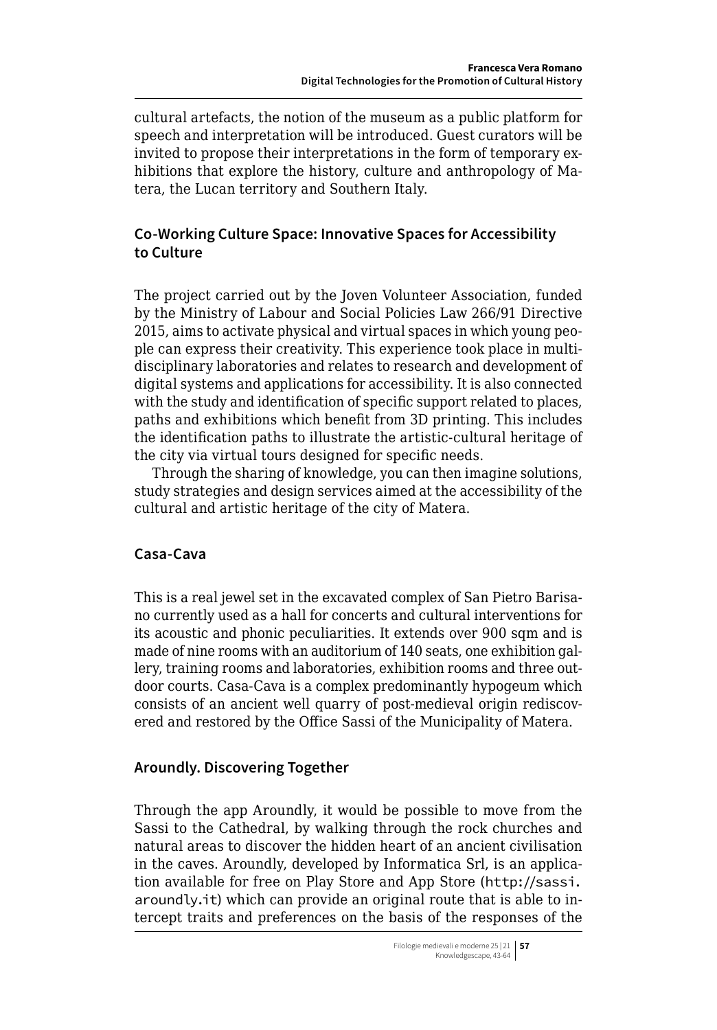cultural artefacts, the notion of the museum as a public platform for speech and interpretation will be introduced. Guest curators will be invited to propose their interpretations in the form of temporary exhibitions that explore the history, culture and anthropology of Matera, the Lucan territory and Southern Italy.

### Co-Working Culture Space: Innovative Spaces for Accessibility to Culture

The project carried out by the Joven Volunteer Association, funded by the Ministry of Labour and Social Policies Law 266/91 Directive 2015, aims to activate physical and virtual spaces in which young people can express their creativity. This experience took place in multidisciplinary laboratories and relates to research and development of digital systems and applications for accessibility. It is also connected with the study and identification of specific support related to places, paths and exhibitions which benefit from 3D printing. This includes the identification paths to illustrate the artistic-cultural heritage of the city via virtual tours designed for specific needs.

Through the sharing of knowledge, you can then imagine solutions, study strategies and design services aimed at the accessibility of the cultural and artistic heritage of the city of Matera.

### Casa-Cava

This is a real jewel set in the excavated complex of San Pietro Barisano currently used as a hall for concerts and cultural interventions for its acoustic and phonic peculiarities. It extends over 900 sqm and is made of nine rooms with an auditorium of 140 seats, one exhibition gallery, training rooms and laboratories, exhibition rooms and three outdoor courts. Casa-Cava is a complex predominantly hypogeum which consists of an ancient well quarry of post-medieval origin rediscovered and restored by the Office Sassi of the Municipality of Matera.

### Aroundly. Discovering Together

Through the app Aroundly, it would be possible to move from the Sassi to the Cathedral, by walking through the rock churches and natural areas to discover the hidden heart of an ancient civilisation in the caves. Aroundly, developed by Informatica Srl, is an application available for free on Play Store and App Store (http://sassi.aroundly.it) which can provide an original route that is able to intercept traits and preferences on the basis of the responses of the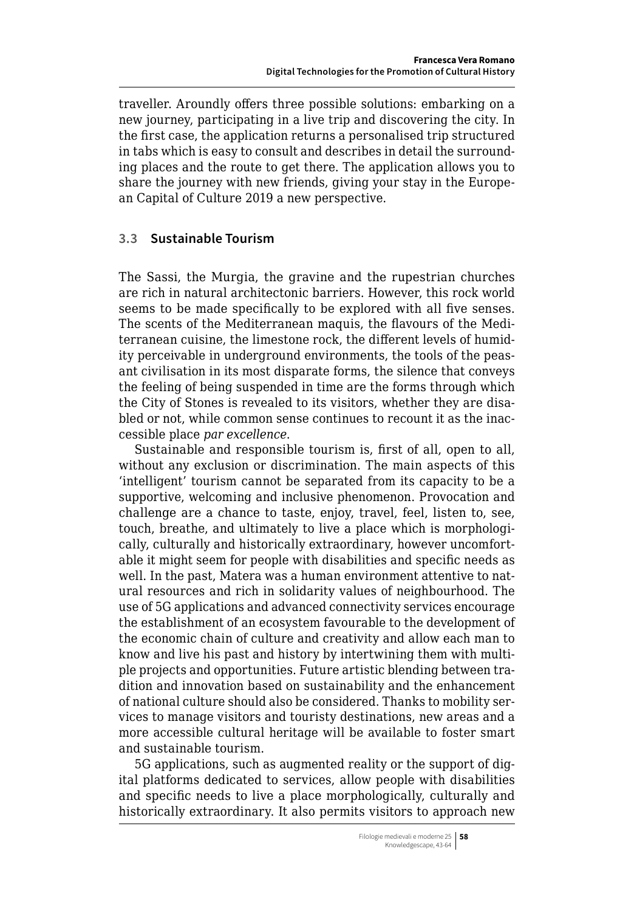traveller. Aroundly offers three possible solutions: embarking on a new journey, participating in a live trip and discovering the city. In the first case, the application returns a personalised trip structured in tabs which is easy to consult and describes in detail the surrounding places and the route to get there. The application allows you to share the journey with new friends, giving your stay in the European Capital of Culture 2019 a new perspective.

### 3.3 Sustainable Tourism

The Sassi, the Murgia, the gravine and the rupestrian churches are rich in natural architectonic barriers. However, this rock world seems to be made specifically to be explored with all five senses. The scents of the Mediterranean maquis, the flavours of the Mediterranean cuisine, the limestone rock, the different levels of humidity perceivable in underground environments, the tools of the peasant civilisation in its most disparate forms, the silence that conveys the feeling of being suspended in time are the forms through which the City of Stones is revealed to its visitors, whether they are disabled or not, while common sense continues to recount it as the inaccessible place *par excellence*.

Sustainable and responsible tourism is, first of all, open to all, without any exclusion or discrimination. The main aspects of this 'intelligent' tourism cannot be separated from its capacity to be a supportive, welcoming and inclusive phenomenon. Provocation and challenge are a chance to taste, enjoy, travel, feel, listen to, see, touch, breathe, and ultimately to live a place which is morphologically, culturally and historically extraordinary, however uncomfortable it might seem for people with disabilities and specific needs as well. In the past, Matera was a human environment attentive to natural resources and rich in solidarity values of neighbourhood. The use of 5G applications and advanced connectivity services encourage the establishment of an ecosystem favourable to the development of the economic chain of culture and creativity and allow each man to know and live his past and history by intertwining them with multiple projects and opportunities. Future artistic blending between tradition and innovation based on sustainability and the enhancement of national culture should also be considered. Thanks to mobility services to manage visitors and touristy destinations, new areas and a more accessible cultural heritage will be available to foster smart and sustainable tourism.

5G applications, such as augmented reality or the support of digital platforms dedicated to services, allow people with disabilities and specific needs to live a place morphologically, culturally and historically extraordinary. It also permits visitors to approach new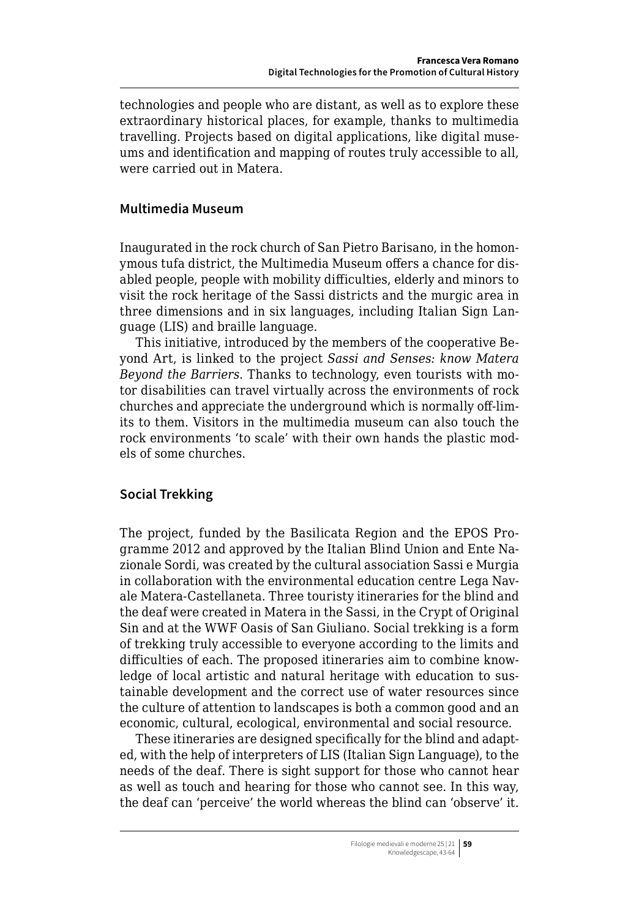technologies and people who are distant, as well as to explore these extraordinary historical places, for example, thanks to multimedia travelling. Projects based on digital applications, like digital museums and identification and mapping of routes truly accessible to all, were carried out in Matera.

## Multimedia Museum

Inaugurated in the rock church of San Pietro Barisano, in the homonymous tufa district, the Multimedia Museum offers a chance for disabled people, people with mobility difficulties, elderly and minors to visit the rock heritage of the Sassi districts and the murgic area in three dimensions and in six languages, including Italian Sign Language (LIS) and braille language.

This initiative, introduced by the members of the cooperative Beyond Art, is linked to the project *Sassi and Senses: know Matera Beyond the Barriers*. Thanks to technology, even tourists with motor disabilities can travel virtually across the environments of rock churches and appreciate the underground which is normally off-limits to them. Visitors in the multimedia museum can also touch the rock environments 'to scale' with their own hands the plastic models of some churches.

## Social Trekking

The project, funded by the Basilicata Region and the EPOS Programme 2012 and approved by the Italian Blind Union and Ente Nazionale Sordi, was created by the cultural association Sassi e Murgia in collaboration with the environmental education centre Lega Navale Matera-Castellaneta. Three touristy itineraries for the blind and the deaf were created in Matera in the Sassi, in the Crypt of Original Sin and at the WWF Oasis of San Giuliano. Social trekking is a form of trekking truly accessible to everyone according to the limits and difficulties of each. The proposed itineraries aim to combine knowledge of local artistic and natural heritage with education to sustainable development and the correct use of water resources since the culture of attention to landscapes is both a common good and an economic, cultural, ecological, environmental and social resource.

These itineraries are designed specifically for the blind and adapted, with the help of interpreters of LIS (Italian Sign Language), to the needs of the deaf. There is sight support for those who cannot hear as well as touch and hearing for those who cannot see. In this way, the deaf can 'perceive' the world whereas the blind can 'observe' it.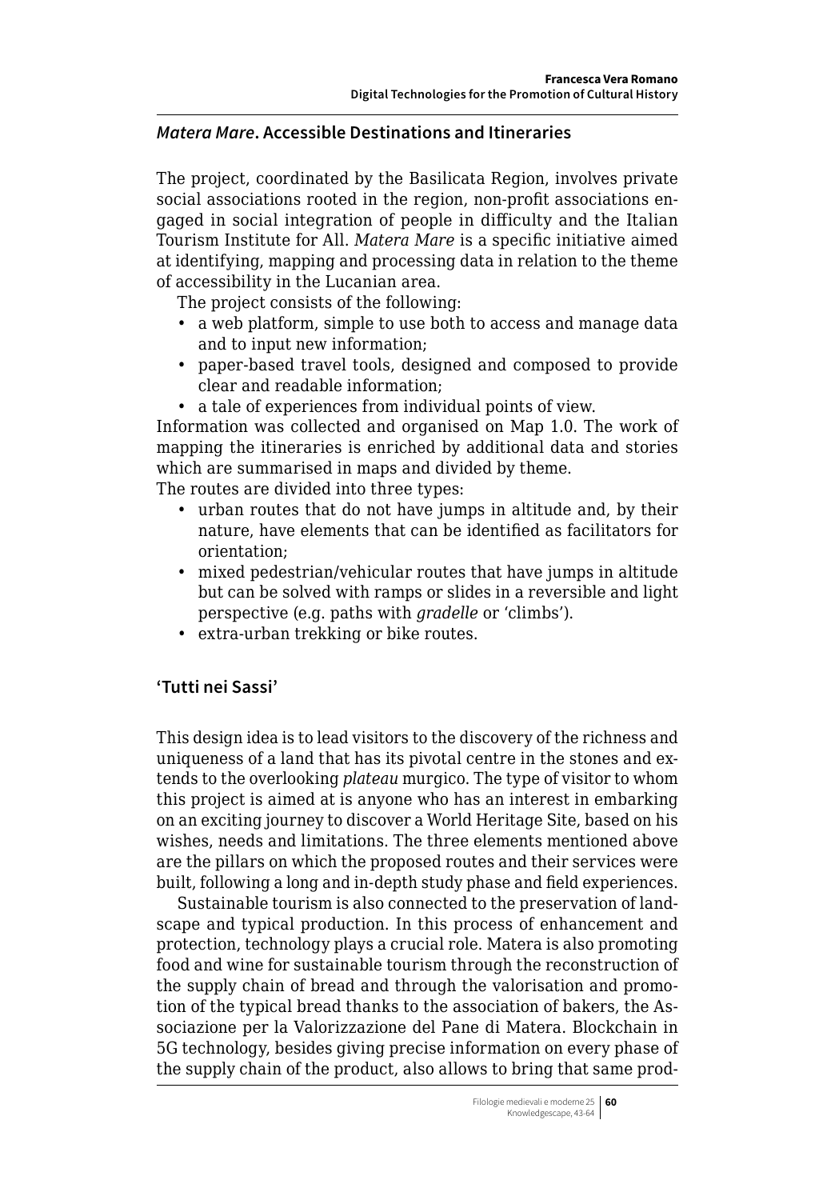## *Matera Mare*. Accessible Destinations and Itineraries

The project, coordinated by the Basilicata Region, involves private social associations rooted in the region, non-profit associations engaged in social integration of people in difficulty and the Italian Tourism Institute for All. *Matera Mare* is a specific initiative aimed at identifying, mapping and processing data in relation to the theme of accessibility in the Lucanian area.

The project consists of the following:

- a web platform, simple to use both to access and manage data and to input new information;
- paper-based travel tools, designed and composed to provide clear and readable information;
- a tale of experiences from individual points of view.

Information was collected and organised on Map 1.0. The work of mapping the itineraries is enriched by additional data and stories which are summarised in maps and divided by theme.

The routes are divided into three types:

- urban routes that do not have jumps in altitude and, by their nature, have elements that can be identified as facilitators for orientation;
- mixed pedestrian/vehicular routes that have jumps in altitude but can be solved with ramps or slides in a reversible and light perspective (e.g. paths with *gradelle* or 'climbs').
- extra-urban trekking or bike routes.

## 'Tutti nei Sassi'

This design idea is to lead visitors to the discovery of the richness and uniqueness of a land that has its pivotal centre in the stones and extends to the overlooking *plateau* murgico. The type of visitor to whom this project is aimed at is anyone who has an interest in embarking on an exciting journey to discover a World Heritage Site, based on his wishes, needs and limitations. The three elements mentioned above are the pillars on which the proposed routes and their services were built, following a long and in-depth study phase and field experiences.

Sustainable tourism is also connected to the preservation of landscape and typical production. In this process of enhancement and protection, technology plays a crucial role. Matera is also promoting food and wine for sustainable tourism through the reconstruction of the supply chain of bread and through the valorisation and promotion of the typical bread thanks to the association of bakers, the Associazione per la Valorizzazione del Pane di Matera. Blockchain in 5G technology, besides giving precise information on every phase of the supply chain of the product, also allows to bring that same prod-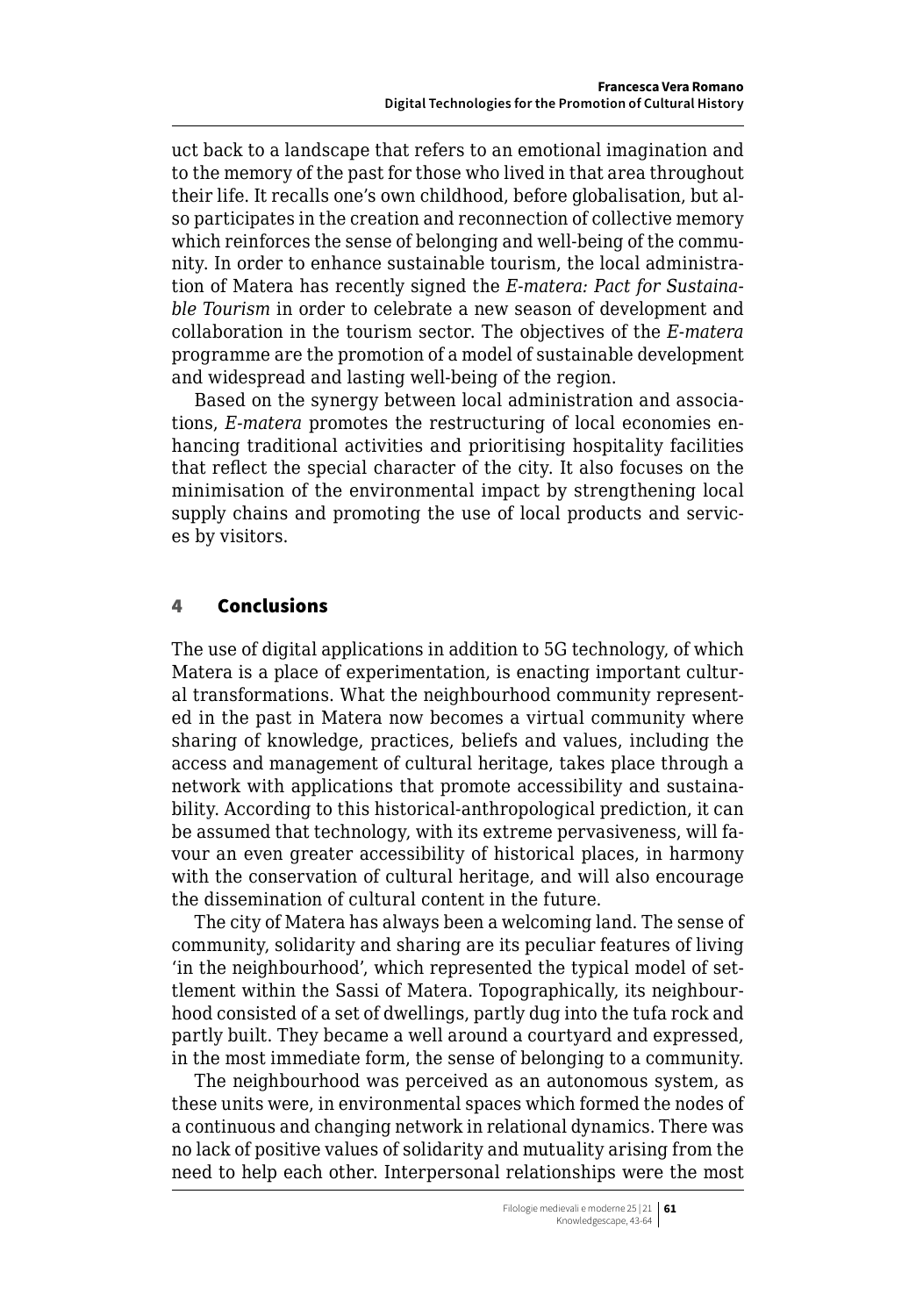uct back to a landscape that refers to an emotional imagination and to the memory of the past for those who lived in that area throughout their life. It recalls one's own childhood, before globalisation, but also participates in the creation and reconnection of collective memory which reinforces the sense of belonging and well-being of the community. In order to enhance sustainable tourism, the local administration of Matera has recently signed the *E-matera: Pact for Sustainable Tourism* in order to celebrate a new season of development and collaboration in the tourism sector. The objectives of the *E-matera* programme are the promotion of a model of sustainable development and widespread and lasting well-being of the region.

Based on the synergy between local administration and associations, *E-matera* promotes the restructuring of local economies enhancing traditional activities and prioritising hospitality facilities that reflect the special character of the city. It also focuses on the minimisation of the environmental impact by strengthening local supply chains and promoting the use of local products and services by visitors.

## 4 Conclusions

The use of digital applications in addition to 5G technology, of which Matera is a place of experimentation, is enacting important cultural transformations. What the neighbourhood community represented in the past in Matera now becomes a virtual community where sharing of knowledge, practices, beliefs and values, including the access and management of cultural heritage, takes place through a network with applications that promote accessibility and sustainability. According to this historical-anthropological prediction, it can be assumed that technology, with its extreme pervasiveness, will favour an even greater accessibility of historical places, in harmony with the conservation of cultural heritage, and will also encourage the dissemination of cultural content in the future.

The city of Matera has always been a welcoming land. The sense of community, solidarity and sharing are its peculiar features of living 'in the neighbourhood', which represented the typical model of settlement within the Sassi of Matera. Topographically, its neighbourhood consisted of a set of dwellings, partly dug into the tufa rock and partly built. They became a well around a courtyard and expressed, in the most immediate form, the sense of belonging to a community.

The neighbourhood was perceived as an autonomous system, as these units were, in environmental spaces which formed the nodes of a continuous and changing network in relational dynamics. There was no lack of positive values of solidarity and mutuality arising from the need to help each other. Interpersonal relationships were the most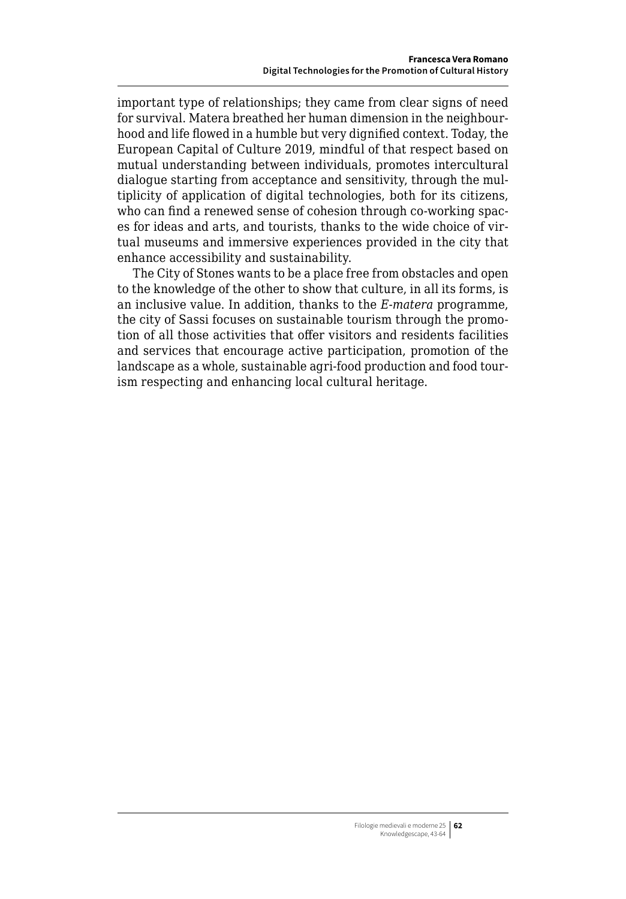important type of relationships; they came from clear signs of need for survival. Matera breathed her human dimension in the neighbourhood and life flowed in a humble but very dignified context. Today, the European Capital of Culture 2019, mindful of that respect based on mutual understanding between individuals, promotes intercultural dialogue starting from acceptance and sensitivity, through the multiplicity of application of digital technologies, both for its citizens, who can find a renewed sense of cohesion through co-working spaces for ideas and arts, and tourists, thanks to the wide choice of virtual museums and immersive experiences provided in the city that enhance accessibility and sustainability.

The City of Stones wants to be a place free from obstacles and open to the knowledge of the other to show that culture, in all its forms, is an inclusive value. In addition, thanks to the *E-matera* programme, the city of Sassi focuses on sustainable tourism through the promotion of all those activities that offer visitors and residents facilities and services that encourage active participation, promotion of the landscape as a whole, sustainable agri-food production and food tourism respecting and enhancing local cultural heritage.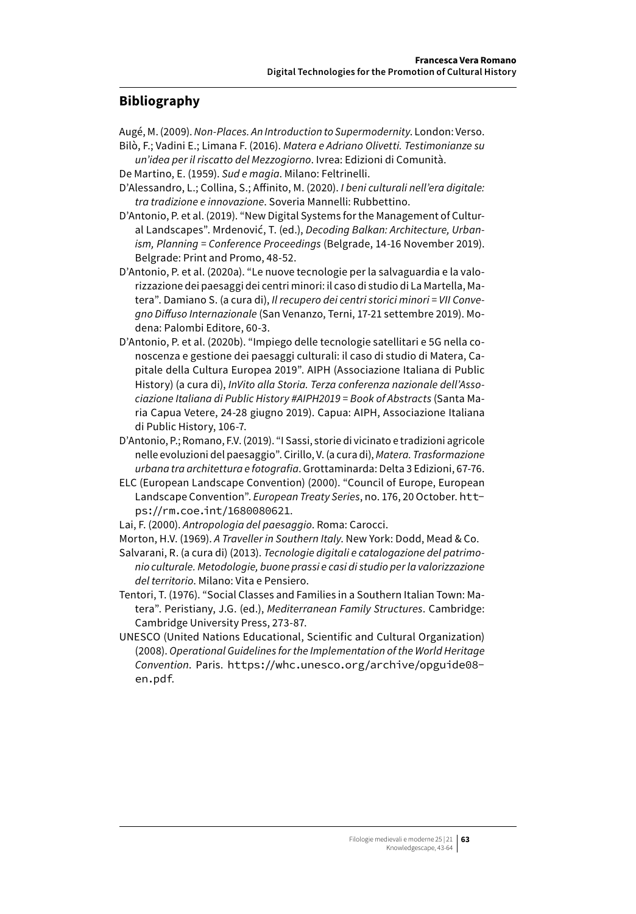## Bibliography

Augé, M. (2009). *Non-Places. An Introduction to Supermodernity*. London: Verso.

Bilò, F.; Vadini E.; Limana F. (2016). *Matera e Adriano Olivetti. Testimonianze su un'idea per il riscatto del Mezzogiorno*. Ivrea: Edizioni di Comunità.

De Martino, E. (1959). *Sud e magia*. Milano: Feltrinelli.

D'Alessandro, L.; Collina, S.; Affinito, M. (2020). *I beni culturali nell'era digitale: tra tradizione e innovazione*. Soveria Mannelli: Rubbettino.

D'Antonio, P. et al. (2019). "New Digital Systems for the Management of Cultural Landscapes". Mrdenović, T. (ed.), *Decoding Balkan: Architecture, Urbanism, Planning = Conference Proceedings* (Belgrade, 14-16 November 2019). Belgrade: Print and Promo, 48-52.

D'Antonio, P. et al. (2020a). "Le nuove tecnologie per la salvaguardia e la valorizzazione dei paesaggi dei centri minori: il caso di studio di La Martella, Matera". Damiano S. (a cura di), *Il recupero dei centri storici minori = VII Convegno Diffuso Internazionale* (San Venanzo, Terni, 17-21 settembre 2019). Modena: Palombi Editore, 60-3.

D'Antonio, P. et al. (2020b). "Impiego delle tecnologie satellitari e 5G nella conoscenza e gestione dei paesaggi culturali: il caso di studio di Matera, Capitale della Cultura Europea 2019". AIPH (Associazione Italiana di Public History) (a cura di), *InVito alla Storia. Terza conferenza nazionale dell'Associazione Italiana di Public History #AIPH2019 = Book of Abstracts* (Santa Maria Capua Vetere, 24-28 giugno 2019). Capua: AIPH, Associazione Italiana di Public History, 106-7.

D'Antonio, P.; Romano, F.V. (2019). "I Sassi, storie di vicinato e tradizioni agricole nelle evoluzioni del paesaggio". Cirillo, V. (a cura di), *Matera. Trasformazione urbana tra architettura e fotografia*. Grottaminarda: Delta 3 Edizioni, 67-76.

ELC (European Landscape Convention) (2000). "Council of Europe, European Landscape Convention". *European Treaty Series*, no. 176, 20 October. https://rm.coe.int/1680080621.

Lai, F. (2000). *Antropologia del paesaggio*. Roma: Carocci.

Morton, H.V. (1969). *A Traveller in Southern Italy*. New York: Dodd, Mead & Co.

Salvarani, R. (a cura di) (2013). *Tecnologie digitali e catalogazione del patrimonio culturale. Metodologie, buone prassi e casi di studio per la valorizzazione del territorio*. Milano: Vita e Pensiero.

Tentori, T. (1976). "Social Classes and Families in a Southern Italian Town: Matera". Peristiany, J.G. (ed.), *Mediterranean Family Structures*. Cambridge: Cambridge University Press, 273-87.

UNESCO (United Nations Educational, Scientific and Cultural Organization) (2008). *Operational Guidelines for the Implementation of the World Heritage Convention*. Paris. https://whc.unesco.org/archive/opguide08-en.pdf.